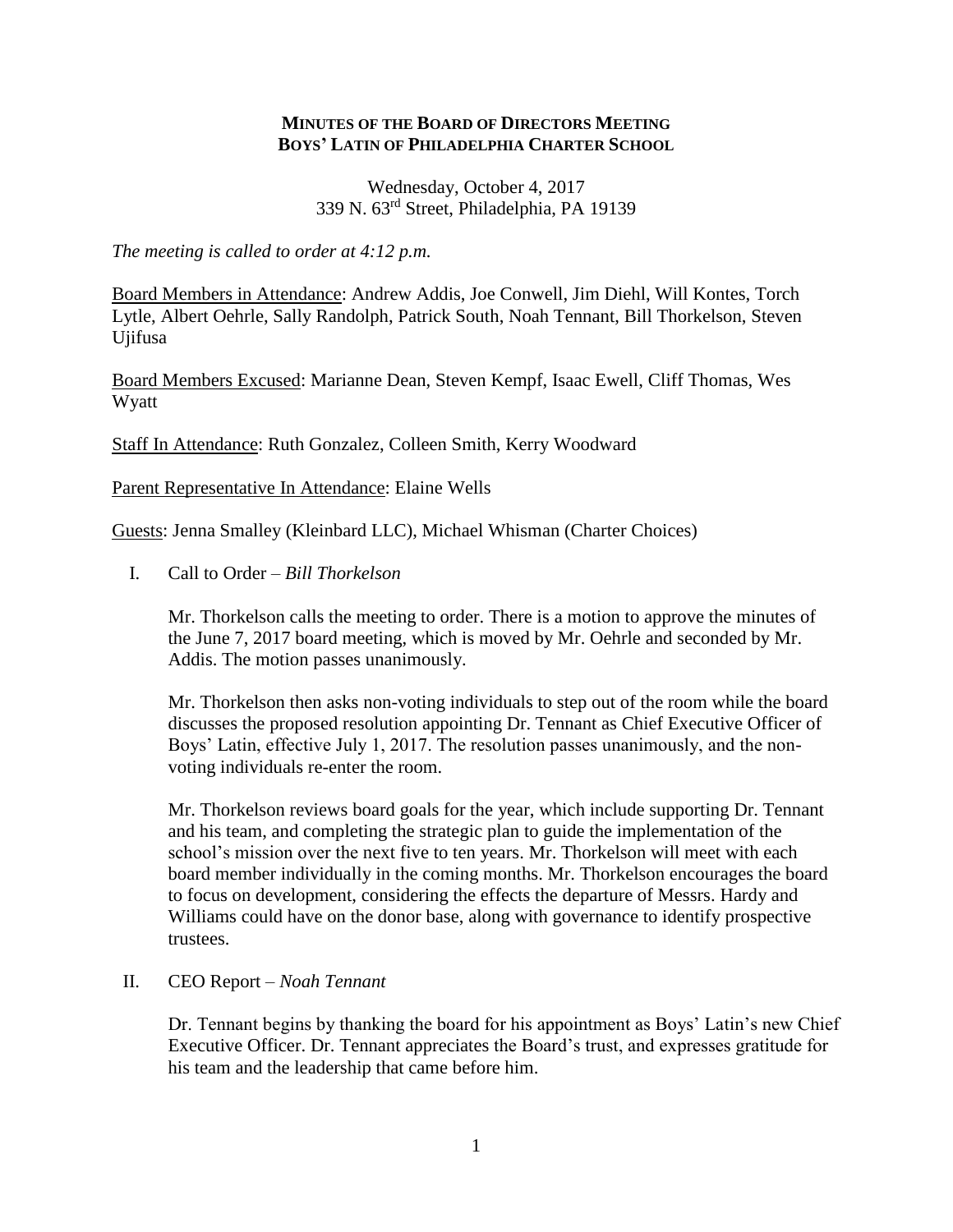**MINUTES OF THE BOARD OF DIRECTORS MEETING**
**BOYS' LATIN OF PHILADELPHIA CHARTER SCHOOL**

Wednesday, October 4, 2017
339 N. 63rd Street, Philadelphia, PA 19139

*The meeting is called to order at 4:12 p.m.*

Board Members in Attendance: Andrew Addis, Joe Conwell, Jim Diehl, Will Kontes, Torch Lytle, Albert Oehrle, Sally Randolph, Patrick South, Noah Tennant, Bill Thorkelson, Steven Ujifusa

Board Members Excused: Marianne Dean, Steven Kempf, Isaac Ewell, Cliff Thomas, Wes Wyatt

Staff In Attendance: Ruth Gonzalez, Colleen Smith, Kerry Woodward

Parent Representative In Attendance: Elaine Wells

Guests: Jenna Smalley (Kleinbard LLC), Michael Whisman (Charter Choices)

I. Call to Order – *Bill Thorkelson*

   Mr. Thorkelson calls the meeting to order. There is a motion to approve the minutes of the June 7, 2017 board meeting, which is moved by Mr. Oehrle and seconded by Mr. Addis. The motion passes unanimously.

   Mr. Thorkelson then asks non-voting individuals to step out of the room while the board discusses the proposed resolution appointing Dr. Tennant as Chief Executive Officer of Boys' Latin, effective July 1, 2017. The resolution passes unanimously, and the non-voting individuals re-enter the room.

   Mr. Thorkelson reviews board goals for the year, which include supporting Dr. Tennant and his team, and completing the strategic plan to guide the implementation of the school's mission over the next five to ten years. Mr. Thorkelson will meet with each board member individually in the coming months. Mr. Thorkelson encourages the board to focus on development, considering the effects the departure of Messrs. Hardy and Williams could have on the donor base, along with governance to identify prospective trustees.

II. CEO Report – *Noah Tennant*

   Dr. Tennant begins by thanking the board for his appointment as Boys' Latin's new Chief Executive Officer. Dr. Tennant appreciates the Board's trust, and expresses gratitude for his team and the leadership that came before him.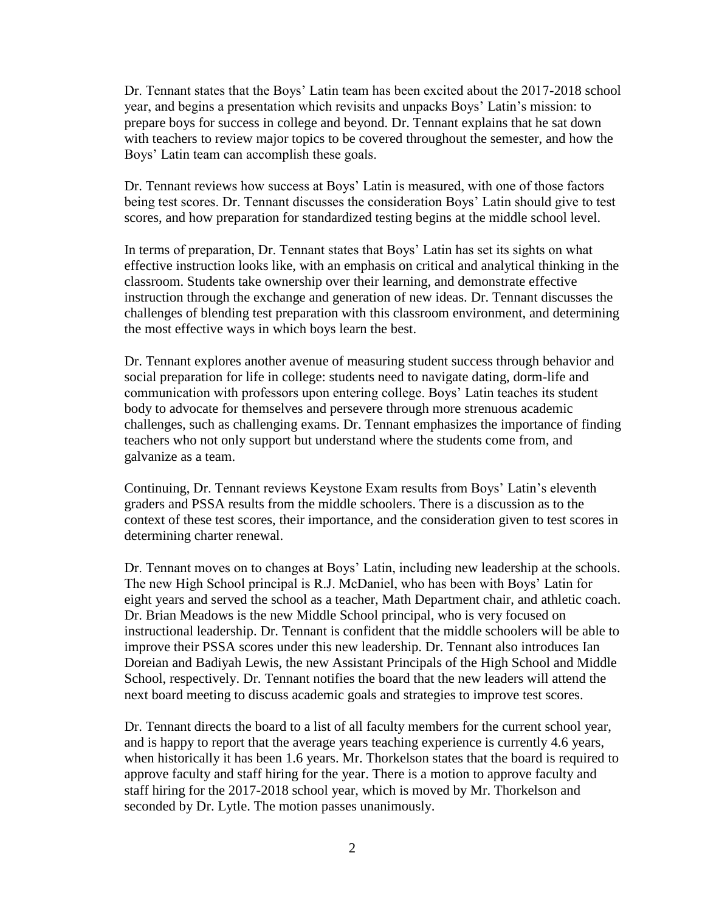Dr. Tennant states that the Boys' Latin team has been excited about the 2017-2018 school year, and begins a presentation which revisits and unpacks Boys' Latin's mission: to prepare boys for success in college and beyond. Dr. Tennant explains that he sat down with teachers to review major topics to be covered throughout the semester, and how the Boys' Latin team can accomplish these goals.

Dr. Tennant reviews how success at Boys' Latin is measured, with one of those factors being test scores. Dr. Tennant discusses the consideration Boys' Latin should give to test scores, and how preparation for standardized testing begins at the middle school level.

In terms of preparation, Dr. Tennant states that Boys' Latin has set its sights on what effective instruction looks like, with an emphasis on critical and analytical thinking in the classroom. Students take ownership over their learning, and demonstrate effective instruction through the exchange and generation of new ideas. Dr. Tennant discusses the challenges of blending test preparation with this classroom environment, and determining the most effective ways in which boys learn the best.

Dr. Tennant explores another avenue of measuring student success through behavior and social preparation for life in college: students need to navigate dating, dorm-life and communication with professors upon entering college. Boys' Latin teaches its student body to advocate for themselves and persevere through more strenuous academic challenges, such as challenging exams. Dr. Tennant emphasizes the importance of finding teachers who not only support but understand where the students come from, and galvanize as a team.

Continuing, Dr. Tennant reviews Keystone Exam results from Boys' Latin's eleventh graders and PSSA results from the middle schoolers. There is a discussion as to the context of these test scores, their importance, and the consideration given to test scores in determining charter renewal.

Dr. Tennant moves on to changes at Boys' Latin, including new leadership at the schools. The new High School principal is R.J. McDaniel, who has been with Boys' Latin for eight years and served the school as a teacher, Math Department chair, and athletic coach. Dr. Brian Meadows is the new Middle School principal, who is very focused on instructional leadership. Dr. Tennant is confident that the middle schoolers will be able to improve their PSSA scores under this new leadership. Dr. Tennant also introduces Ian Doreian and Badiyah Lewis, the new Assistant Principals of the High School and Middle School, respectively. Dr. Tennant notifies the board that the new leaders will attend the next board meeting to discuss academic goals and strategies to improve test scores.

Dr. Tennant directs the board to a list of all faculty members for the current school year, and is happy to report that the average years teaching experience is currently 4.6 years, when historically it has been 1.6 years. Mr. Thorkelson states that the board is required to approve faculty and staff hiring for the year. There is a motion to approve faculty and staff hiring for the 2017-2018 school year, which is moved by Mr. Thorkelson and seconded by Dr. Lytle. The motion passes unanimously.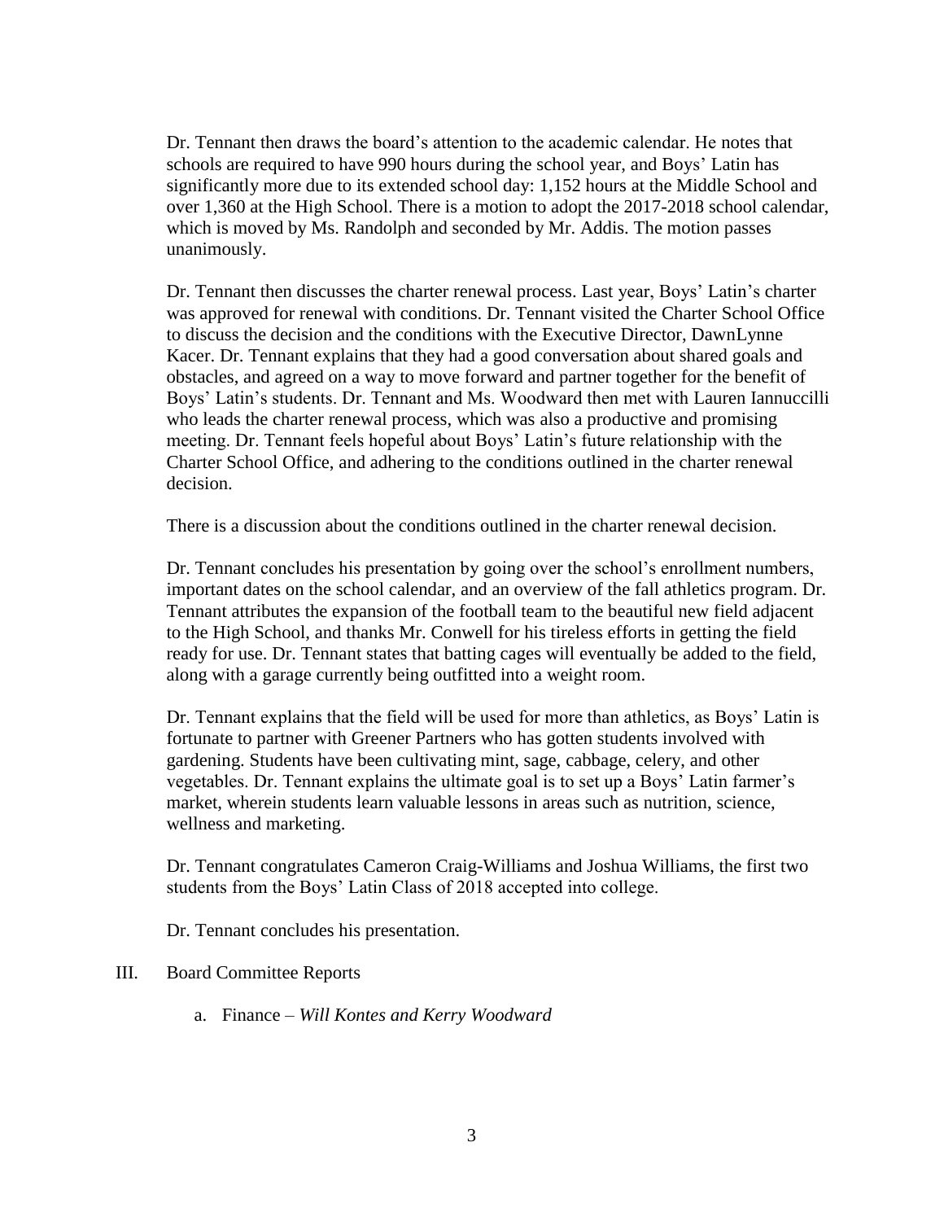Dr. Tennant then draws the board's attention to the academic calendar. He notes that schools are required to have 990 hours during the school year, and Boys' Latin has significantly more due to its extended school day: 1,152 hours at the Middle School and over 1,360 at the High School. There is a motion to adopt the 2017-2018 school calendar, which is moved by Ms. Randolph and seconded by Mr. Addis. The motion passes unanimously.

Dr. Tennant then discusses the charter renewal process. Last year, Boys' Latin's charter was approved for renewal with conditions. Dr. Tennant visited the Charter School Office to discuss the decision and the conditions with the Executive Director, DawnLynne Kacer. Dr. Tennant explains that they had a good conversation about shared goals and obstacles, and agreed on a way to move forward and partner together for the benefit of Boys' Latin's students. Dr. Tennant and Ms. Woodward then met with Lauren Iannuccilli who leads the charter renewal process, which was also a productive and promising meeting. Dr. Tennant feels hopeful about Boys' Latin's future relationship with the Charter School Office, and adhering to the conditions outlined in the charter renewal decision.

There is a discussion about the conditions outlined in the charter renewal decision.

Dr. Tennant concludes his presentation by going over the school's enrollment numbers, important dates on the school calendar, and an overview of the fall athletics program. Dr. Tennant attributes the expansion of the football team to the beautiful new field adjacent to the High School, and thanks Mr. Conwell for his tireless efforts in getting the field ready for use. Dr. Tennant states that batting cages will eventually be added to the field, along with a garage currently being outfitted into a weight room.

Dr. Tennant explains that the field will be used for more than athletics, as Boys' Latin is fortunate to partner with Greener Partners who has gotten students involved with gardening. Students have been cultivating mint, sage, cabbage, celery, and other vegetables. Dr. Tennant explains the ultimate goal is to set up a Boys' Latin farmer's market, wherein students learn valuable lessons in areas such as nutrition, science, wellness and marketing.

Dr. Tennant congratulates Cameron Craig-Williams and Joshua Williams, the first two students from the Boys' Latin Class of 2018 accepted into college.

Dr. Tennant concludes his presentation.

III. Board Committee Reports

a. Finance – *Will Kontes and Kerry Woodward*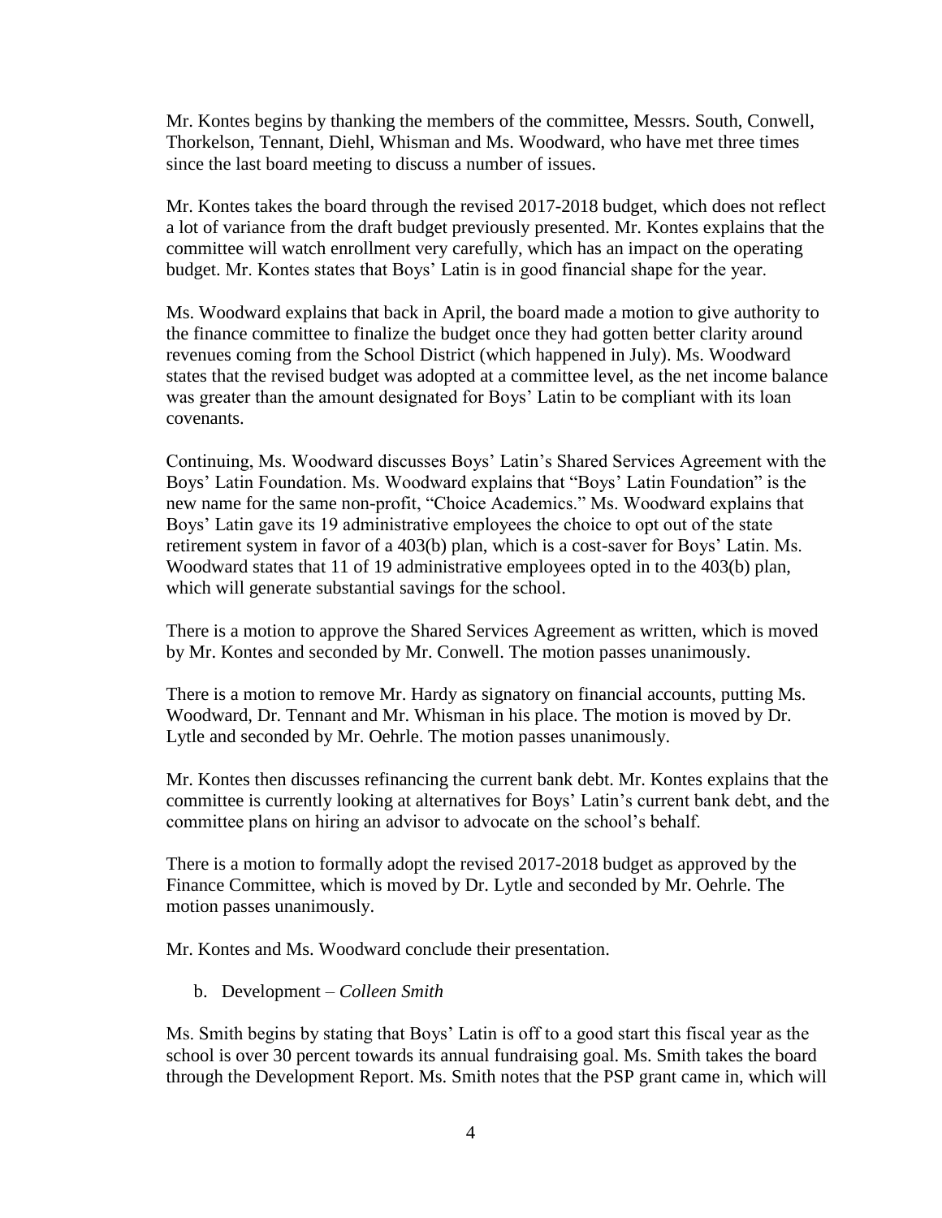Mr. Kontes begins by thanking the members of the committee, Messrs. South, Conwell, Thorkelson, Tennant, Diehl, Whisman and Ms. Woodward, who have met three times since the last board meeting to discuss a number of issues.

Mr. Kontes takes the board through the revised 2017-2018 budget, which does not reflect a lot of variance from the draft budget previously presented. Mr. Kontes explains that the committee will watch enrollment very carefully, which has an impact on the operating budget. Mr. Kontes states that Boys' Latin is in good financial shape for the year.

Ms. Woodward explains that back in April, the board made a motion to give authority to the finance committee to finalize the budget once they had gotten better clarity around revenues coming from the School District (which happened in July). Ms. Woodward states that the revised budget was adopted at a committee level, as the net income balance was greater than the amount designated for Boys' Latin to be compliant with its loan covenants.

Continuing, Ms. Woodward discusses Boys' Latin's Shared Services Agreement with the Boys' Latin Foundation. Ms. Woodward explains that "Boys' Latin Foundation" is the new name for the same non-profit, "Choice Academics." Ms. Woodward explains that Boys' Latin gave its 19 administrative employees the choice to opt out of the state retirement system in favor of a 403(b) plan, which is a cost-saver for Boys' Latin. Ms. Woodward states that 11 of 19 administrative employees opted in to the 403(b) plan, which will generate substantial savings for the school.

There is a motion to approve the Shared Services Agreement as written, which is moved by Mr. Kontes and seconded by Mr. Conwell. The motion passes unanimously.

There is a motion to remove Mr. Hardy as signatory on financial accounts, putting Ms. Woodward, Dr. Tennant and Mr. Whisman in his place. The motion is moved by Dr. Lytle and seconded by Mr. Oehrle. The motion passes unanimously.

Mr. Kontes then discusses refinancing the current bank debt. Mr. Kontes explains that the committee is currently looking at alternatives for Boys' Latin's current bank debt, and the committee plans on hiring an advisor to advocate on the school's behalf.

There is a motion to formally adopt the revised 2017-2018 budget as approved by the Finance Committee, which is moved by Dr. Lytle and seconded by Mr. Oehrle. The motion passes unanimously.

Mr. Kontes and Ms. Woodward conclude their presentation.

b. Development – *Colleen Smith*

Ms. Smith begins by stating that Boys' Latin is off to a good start this fiscal year as the school is over 30 percent towards its annual fundraising goal. Ms. Smith takes the board through the Development Report. Ms. Smith notes that the PSP grant came in, which will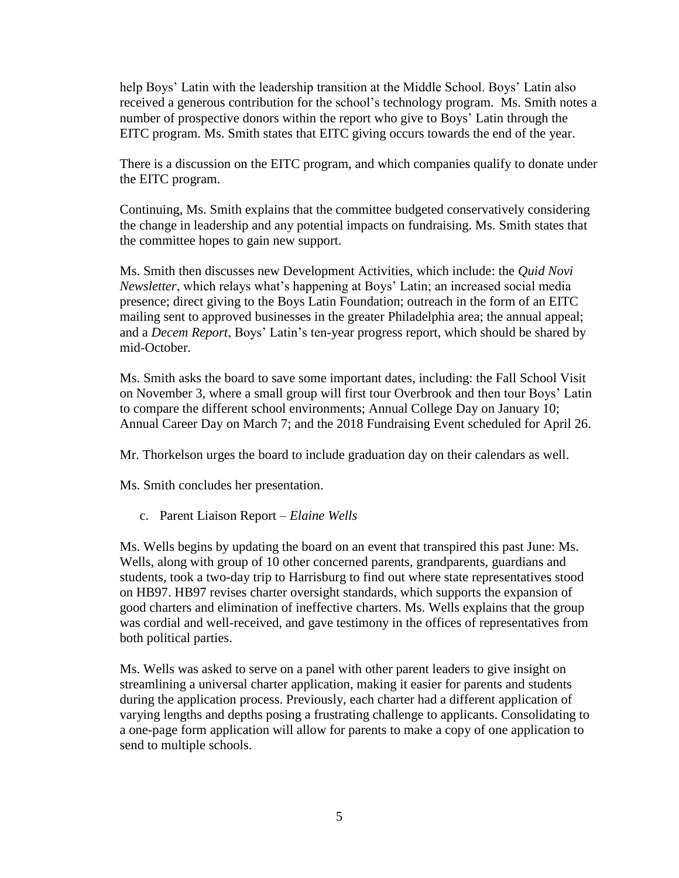help Boys' Latin with the leadership transition at the Middle School. Boys' Latin also received a generous contribution for the school's technology program. Ms. Smith notes a number of prospective donors within the report who give to Boys' Latin through the EITC program. Ms. Smith states that EITC giving occurs towards the end of the year.

There is a discussion on the EITC program, and which companies qualify to donate under the EITC program.

Continuing, Ms. Smith explains that the committee budgeted conservatively considering the change in leadership and any potential impacts on fundraising. Ms. Smith states that the committee hopes to gain new support.

Ms. Smith then discusses new Development Activities, which include: the *Quid Novi Newsletter*, which relays what's happening at Boys' Latin; an increased social media presence; direct giving to the Boys Latin Foundation; outreach in the form of an EITC mailing sent to approved businesses in the greater Philadelphia area; the annual appeal; and a *Decem Report*, Boys' Latin's ten-year progress report, which should be shared by mid-October.

Ms. Smith asks the board to save some important dates, including: the Fall School Visit on November 3, where a small group will first tour Overbrook and then tour Boys' Latin to compare the different school environments; Annual College Day on January 10; Annual Career Day on March 7; and the 2018 Fundraising Event scheduled for April 26.

Mr. Thorkelson urges the board to include graduation day on their calendars as well.

Ms. Smith concludes her presentation.

c. Parent Liaison Report – *Elaine Wells*

Ms. Wells begins by updating the board on an event that transpired this past June: Ms. Wells, along with group of 10 other concerned parents, grandparents, guardians and students, took a two-day trip to Harrisburg to find out where state representatives stood on HB97. HB97 revises charter oversight standards, which supports the expansion of good charters and elimination of ineffective charters. Ms. Wells explains that the group was cordial and well-received, and gave testimony in the offices of representatives from both political parties.

Ms. Wells was asked to serve on a panel with other parent leaders to give insight on streamlining a universal charter application, making it easier for parents and students during the application process. Previously, each charter had a different application of varying lengths and depths posing a frustrating challenge to applicants. Consolidating to a one-page form application will allow for parents to make a copy of one application to send to multiple schools.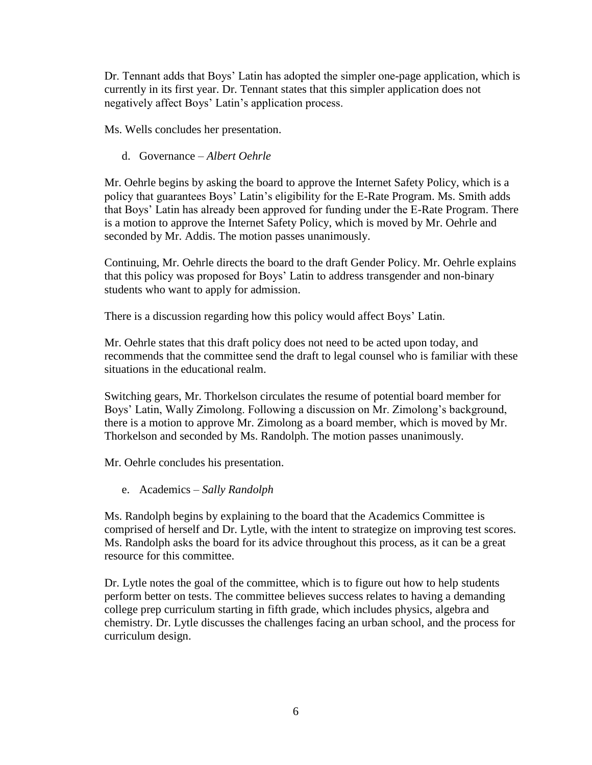Dr. Tennant adds that Boys' Latin has adopted the simpler one-page application, which is currently in its first year. Dr. Tennant states that this simpler application does not negatively affect Boys' Latin's application process.

Ms. Wells concludes her presentation.

d. Governance – *Albert Oehrle*

Mr. Oehrle begins by asking the board to approve the Internet Safety Policy, which is a policy that guarantees Boys' Latin's eligibility for the E-Rate Program. Ms. Smith adds that Boys' Latin has already been approved for funding under the E-Rate Program. There is a motion to approve the Internet Safety Policy, which is moved by Mr. Oehrle and seconded by Mr. Addis. The motion passes unanimously.

Continuing, Mr. Oehrle directs the board to the draft Gender Policy. Mr. Oehrle explains that this policy was proposed for Boys' Latin to address transgender and non-binary students who want to apply for admission.

There is a discussion regarding how this policy would affect Boys' Latin.

Mr. Oehrle states that this draft policy does not need to be acted upon today, and recommends that the committee send the draft to legal counsel who is familiar with these situations in the educational realm.

Switching gears, Mr. Thorkelson circulates the resume of potential board member for Boys' Latin, Wally Zimolong. Following a discussion on Mr. Zimolong's background, there is a motion to approve Mr. Zimolong as a board member, which is moved by Mr. Thorkelson and seconded by Ms. Randolph. The motion passes unanimously.

Mr. Oehrle concludes his presentation.

e. Academics – *Sally Randolph*

Ms. Randolph begins by explaining to the board that the Academics Committee is comprised of herself and Dr. Lytle, with the intent to strategize on improving test scores. Ms. Randolph asks the board for its advice throughout this process, as it can be a great resource for this committee.

Dr. Lytle notes the goal of the committee, which is to figure out how to help students perform better on tests. The committee believes success relates to having a demanding college prep curriculum starting in fifth grade, which includes physics, algebra and chemistry. Dr. Lytle discusses the challenges facing an urban school, and the process for curriculum design.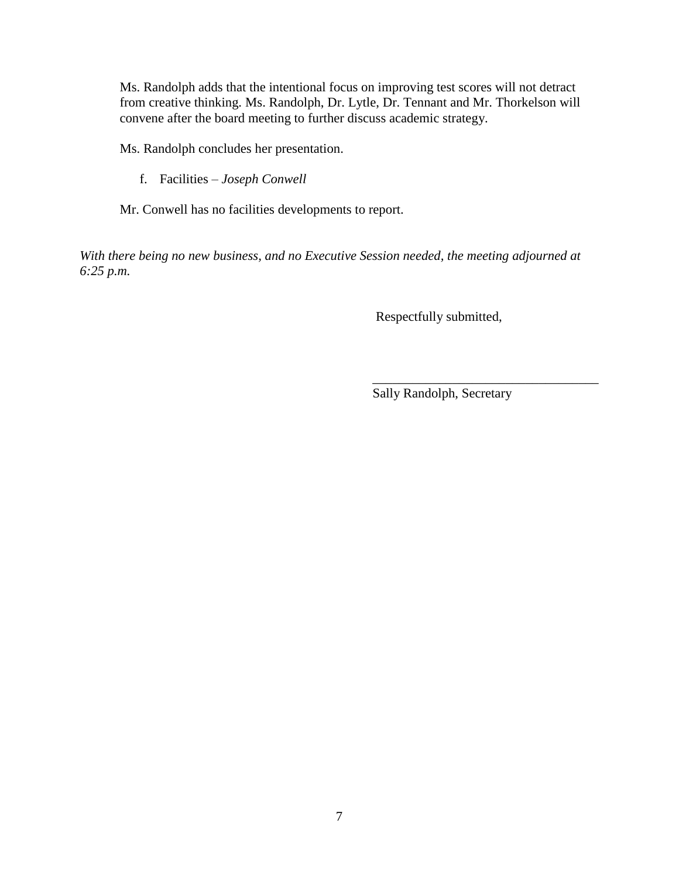Ms. Randolph adds that the intentional focus on improving test scores will not detract from creative thinking. Ms. Randolph, Dr. Lytle, Dr. Tennant and Mr. Thorkelson will convene after the board meeting to further discuss academic strategy.

Ms. Randolph concludes her presentation.

f. Facilities – *Joseph Conwell*

Mr. Conwell has no facilities developments to report.

*With there being no new business, and no Executive Session needed, the meeting adjourned at 6:25 p.m.*

Respectfully submitted,

___________________________________

Sally Randolph, Secretary